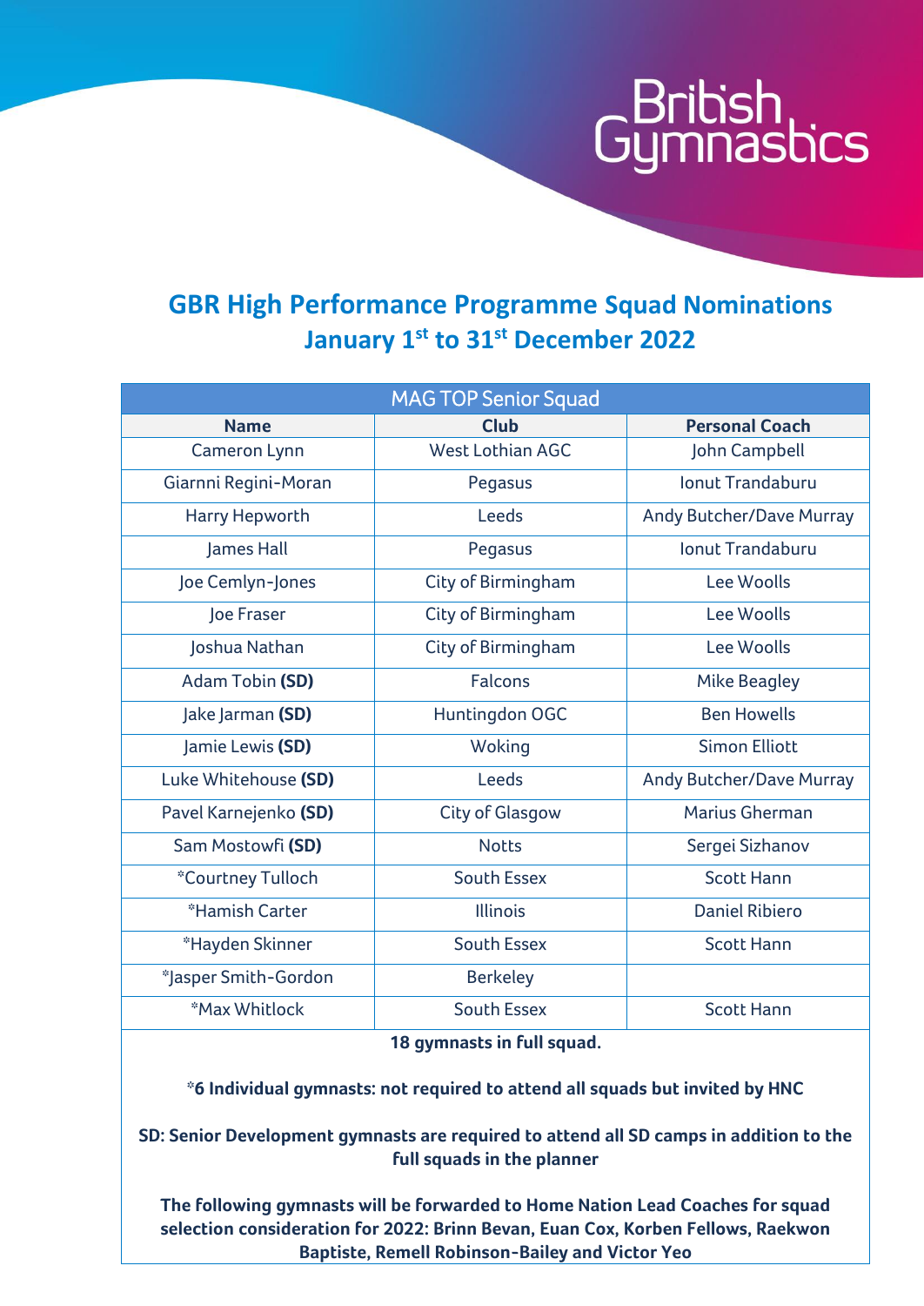# GBR High Performance Programme Squad Nominations

## January 1st to 31st December 2022

| MAG TOP Senior Squad | | |
|---|---|---|
| **Name** | **Club** | **Personal Coach** |
| Cameron Lynn | West Lothian AGC | John Campbell |
| Giarnni Regini-Moran | Pegasus | Ionut Trandaburu |
| Harry Hepworth | Leeds | Andy Butcher/Dave Murray |
| James Hall | Pegasus | Ionut Trandaburu |
| Joe Cemlyn-Jones | City of Birmingham | Lee Woolls |
| Joe Fraser | City of Birmingham | Lee Woolls |
| Joshua Nathan | City of Birmingham | Lee Woolls |
| Adam Tobin **(SD)** | Falcons | Mike Beagley |
| Jake Jarman **(SD)** | Huntingdon OGC | Ben Howells |
| Jamie Lewis **(SD)** | Woking | Simon Elliott |
| Luke Whitehouse **(SD)** | Leeds | Andy Butcher/Dave Murray |
| Pavel Karnejenko **(SD)** | City of Glasgow | Marius Gherman |
| Sam Mostowfi **(SD)** | Notts | Sergei Sizhanov |
| *Courtney Tulloch | South Essex | Scott Hann |
| *Hamish Carter | Illinois | Daniel Ribiero |
| *Hayden Skinner | South Essex | Scott Hann |
| *Jasper Smith-Gordon | Berkeley | |
| *Max Whitlock | South Essex | Scott Hann |

**18 gymnasts in full squad.**

**\*6 Individual gymnasts: not required to attend all squads but invited by HNC**

**SD: Senior Development gymnasts are required to attend all SD camps in addition to the full squads in the planner**

**The following gymnasts will be forwarded to Home Nation Lead Coaches for squad selection consideration for 2022: Brinn Bevan, Euan Cox, Korben Fellows, Raekwon Baptiste, Remell Robinson-Bailey and Victor Yeo**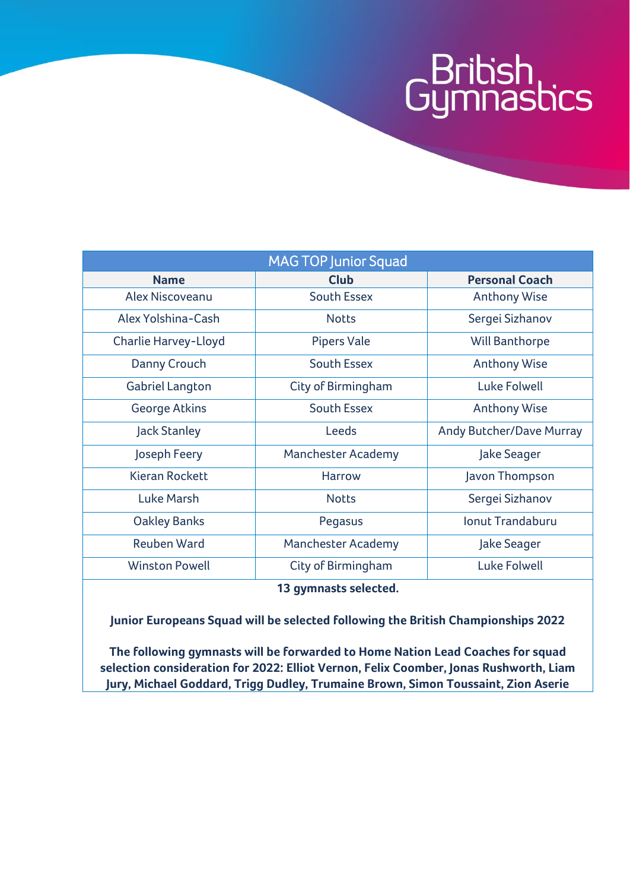| MAG TOP Junior Squad | | |
|---|---|---|
| **Name** | **Club** | **Personal Coach** |
| Alex Niscoveanu | South Essex | Anthony Wise |
| Alex Yolshina-Cash | Notts | Sergei Sizhanov |
| Charlie Harvey-Lloyd | Pipers Vale | Will Banthorpe |
| Danny Crouch | South Essex | Anthony Wise |
| Gabriel Langton | City of Birmingham | Luke Folwell |
| George Atkins | South Essex | Anthony Wise |
| Jack Stanley | Leeds | Andy Butcher/Dave Murray |
| Joseph Feery | Manchester Academy | Jake Seager |
| Kieran Rockett | Harrow | Javon Thompson |
| Luke Marsh | Notts | Sergei Sizhanov |
| Oakley Banks | Pegasus | Ionut Trandaburu |
| Reuben Ward | Manchester Academy | Jake Seager |
| Winston Powell | City of Birmingham | Luke Folwell |

**13 gymnasts selected.**

**Junior Europeans Squad will be selected following the British Championships 2022**

**The following gymnasts will be forwarded to Home Nation Lead Coaches for squad selection consideration for 2022: Elliot Vernon, Felix Coomber, Jonas Rushworth, Liam Jury, Michael Goddard, Trigg Dudley, Trumaine Brown, Simon Toussaint, Zion Aserie**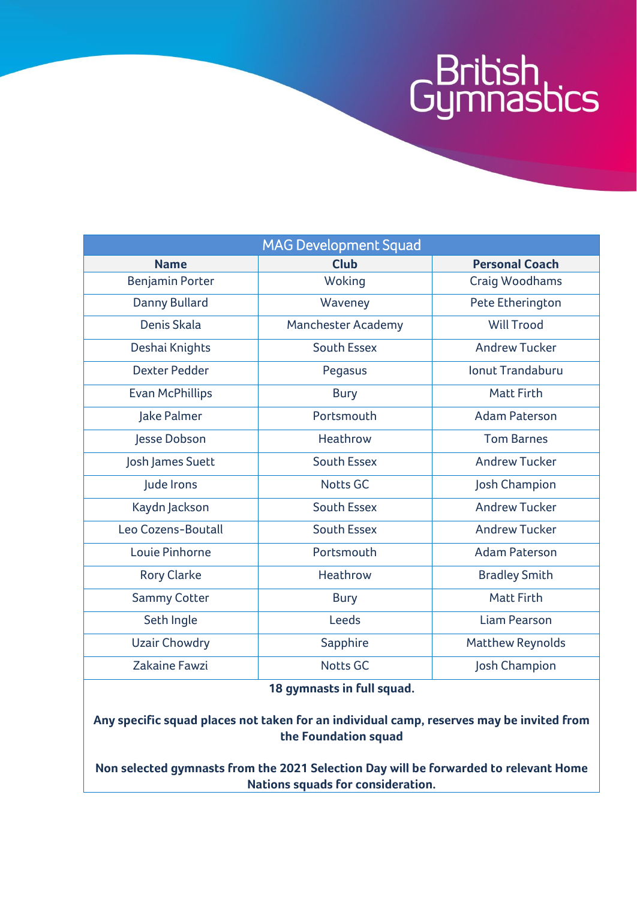| MAG Development Squad | | |
|---|---|---|
| **Name** | **Club** | **Personal Coach** |
| Benjamin Porter | Woking | Craig Woodhams |
| Danny Bullard | Waveney | Pete Etherington |
| Denis Skala | Manchester Academy | Will Trood |
| Deshai Knights | South Essex | Andrew Tucker |
| Dexter Pedder | Pegasus | Ionut Trandaburu |
| Evan McPhillips | Bury | Matt Firth |
| Jake Palmer | Portsmouth | Adam Paterson |
| Jesse Dobson | Heathrow | Tom Barnes |
| Josh James Suett | South Essex | Andrew Tucker |
| Jude Irons | Notts GC | Josh Champion |
| Kaydn Jackson | South Essex | Andrew Tucker |
| Leo Cozens-Boutall | South Essex | Andrew Tucker |
| Louie Pinhorne | Portsmouth | Adam Paterson |
| Rory Clarke | Heathrow | Bradley Smith |
| Sammy Cotter | Bury | Matt Firth |
| Seth Ingle | Leeds | Liam Pearson |
| Uzair Chowdry | Sapphire | Matthew Reynolds |
| Zakaine Fawzi | Notts GC | Josh Champion |

**18 gymnasts in full squad.**

**Any specific squad places not taken for an individual camp, reserves may be invited from the Foundation squad**

**Non selected gymnasts from the 2021 Selection Day will be forwarded to relevant Home Nations squads for consideration.**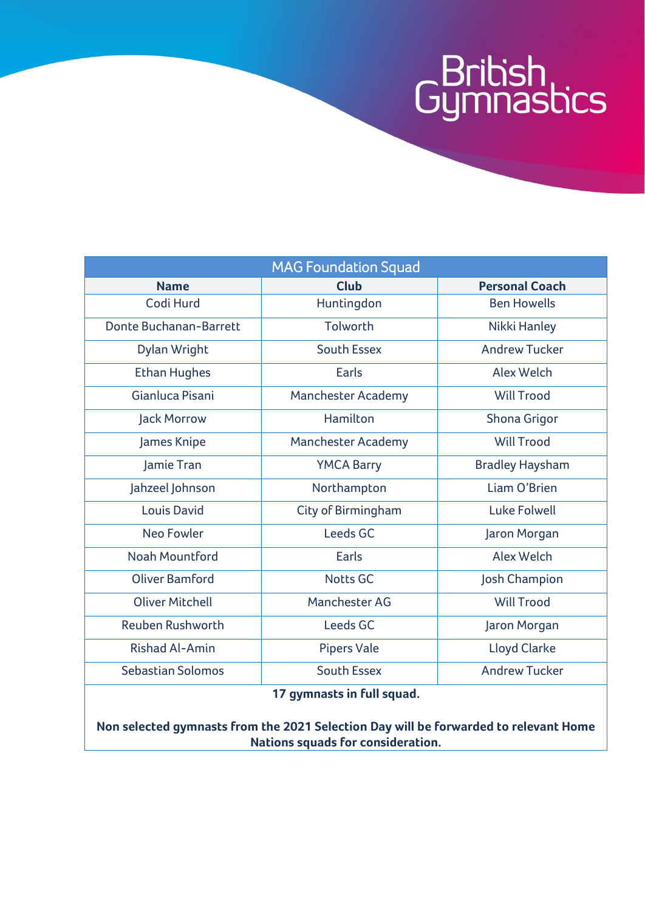| MAG Foundation Squad | | |
|---|---|---|
| **Name** | **Club** | **Personal Coach** |
| Codi Hurd | Huntingdon | Ben Howells |
| Donte Buchanan-Barrett | Tolworth | Nikki Hanley |
| Dylan Wright | South Essex | Andrew Tucker |
| Ethan Hughes | Earls | Alex Welch |
| Gianluca Pisani | Manchester Academy | Will Trood |
| Jack Morrow | Hamilton | Shona Grigor |
| James Knipe | Manchester Academy | Will Trood |
| Jamie Tran | YMCA Barry | Bradley Haysham |
| Jahzeel Johnson | Northampton | Liam O'Brien |
| Louis David | City of Birmingham | Luke Folwell |
| Neo Fowler | Leeds GC | Jaron Morgan |
| Noah Mountford | Earls | Alex Welch |
| Oliver Bamford | Notts GC | Josh Champion |
| Oliver Mitchell | Manchester AG | Will Trood |
| Reuben Rushworth | Leeds GC | Jaron Morgan |
| Rishad Al-Amin | Pipers Vale | Lloyd Clarke |
| Sebastian Solomos | South Essex | Andrew Tucker |
| **17 gymnasts in full squad.** | | |

**Non selected gymnasts from the 2021 Selection Day will be forwarded to relevant Home Nations squads for consideration.**